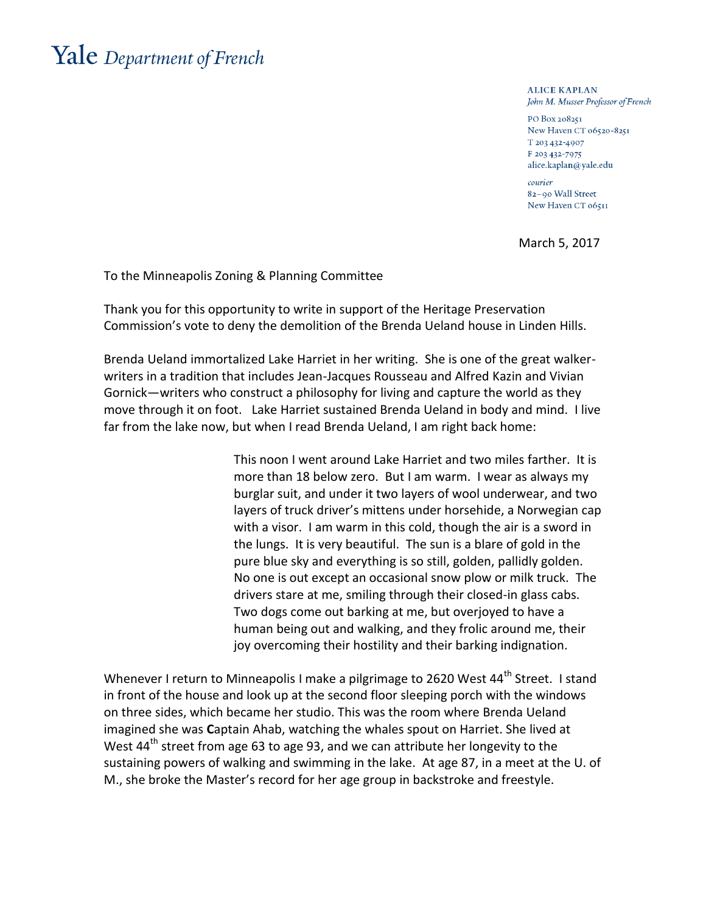**Yale** *Department of French*

ALICE KAPLAN
*John M. Musser Professor of French*

PO Box 208251
New Haven CT 06520-8251
T 203 432-4907
F 203 432-7975
alice.kaplan@yale.edu

*courier*
82–90 Wall Street
New Haven CT 06511

March 5, 2017

To the Minneapolis Zoning & Planning Committee

Thank you for this opportunity to write in support of the Heritage Preservation Commission's vote to deny the demolition of the Brenda Ueland house in Linden Hills.

Brenda Ueland immortalized Lake Harriet in her writing. She is one of the great walker-writers in a tradition that includes Jean-Jacques Rousseau and Alfred Kazin and Vivian Gornick—writers who construct a philosophy for living and capture the world as they move through it on foot. Lake Harriet sustained Brenda Ueland in body and mind. I live far from the lake now, but when I read Brenda Ueland, I am right back home:

> This noon I went around Lake Harriet and two miles farther. It is more than 18 below zero. But I am warm. I wear as always my burglar suit, and under it two layers of wool underwear, and two layers of truck driver's mittens under horsehide, a Norwegian cap with a visor. I am warm in this cold, though the air is a sword in the lungs. It is very beautiful. The sun is a blare of gold in the pure blue sky and everything is so still, golden, pallidly golden. No one is out except an occasional snow plow or milk truck. The drivers stare at me, smiling through their closed-in glass cabs. Two dogs come out barking at me, but overjoyed to have a human being out and walking, and they frolic around me, their joy overcoming their hostility and their barking indignation.

Whenever I return to Minneapolis I make a pilgrimage to 2620 West 44th Street. I stand in front of the house and look up at the second floor sleeping porch with the windows on three sides, which became her studio. This was the room where Brenda Ueland imagined she was **C**aptain Ahab, watching the whales spout on Harriet. She lived at West 44th street from age 63 to age 93, and we can attribute her longevity to the sustaining powers of walking and swimming in the lake. At age 87, in a meet at the U. of M., she broke the Master's record for her age group in backstroke and freestyle.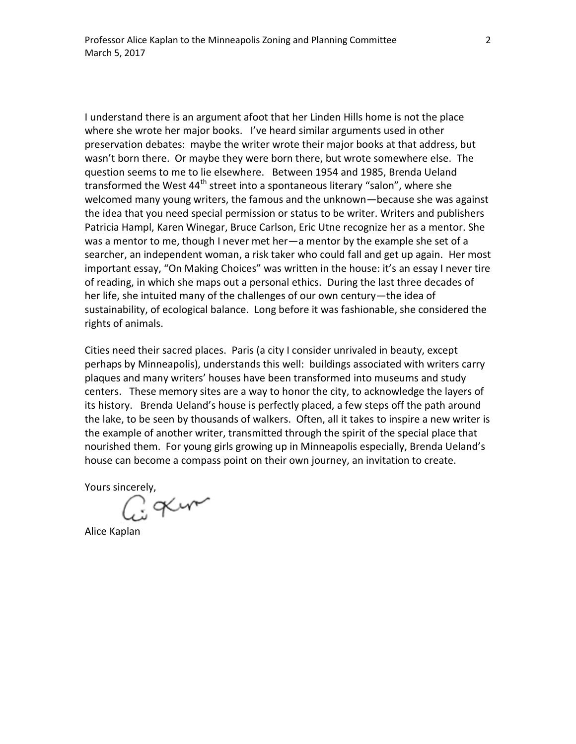I understand there is an argument afoot that her Linden Hills home is not the place where she wrote her major books. I've heard similar arguments used in other preservation debates: maybe the writer wrote their major books at that address, but wasn't born there. Or maybe they were born there, but wrote somewhere else. The question seems to me to lie elsewhere. Between 1954 and 1985, Brenda Ueland transformed the West 44th street into a spontaneous literary "salon", where she welcomed many young writers, the famous and the unknown—because she was against the idea that you need special permission or status to be writer. Writers and publishers Patricia Hampl, Karen Winegar, Bruce Carlson, Eric Utne recognize her as a mentor. She was a mentor to me, though I never met her—a mentor by the example she set of a searcher, an independent woman, a risk taker who could fall and get up again. Her most important essay, "On Making Choices" was written in the house: it's an essay I never tire of reading, in which she maps out a personal ethics. During the last three decades of her life, she intuited many of the challenges of our own century—the idea of sustainability, of ecological balance. Long before it was fashionable, she considered the rights of animals.

Cities need their sacred places. Paris (a city I consider unrivaled in beauty, except perhaps by Minneapolis), understands this well: buildings associated with writers carry plaques and many writers' houses have been transformed into museums and study centers. These memory sites are a way to honor the city, to acknowledge the layers of its history. Brenda Ueland's house is perfectly placed, a few steps off the path around the lake, to be seen by thousands of walkers. Often, all it takes to inspire a new writer is the example of another writer, transmitted through the spirit of the special place that nourished them. For young girls growing up in Minneapolis especially, Brenda Ueland's house can become a compass point on their own journey, an invitation to create.

Yours sincerely,

Alice Kaplan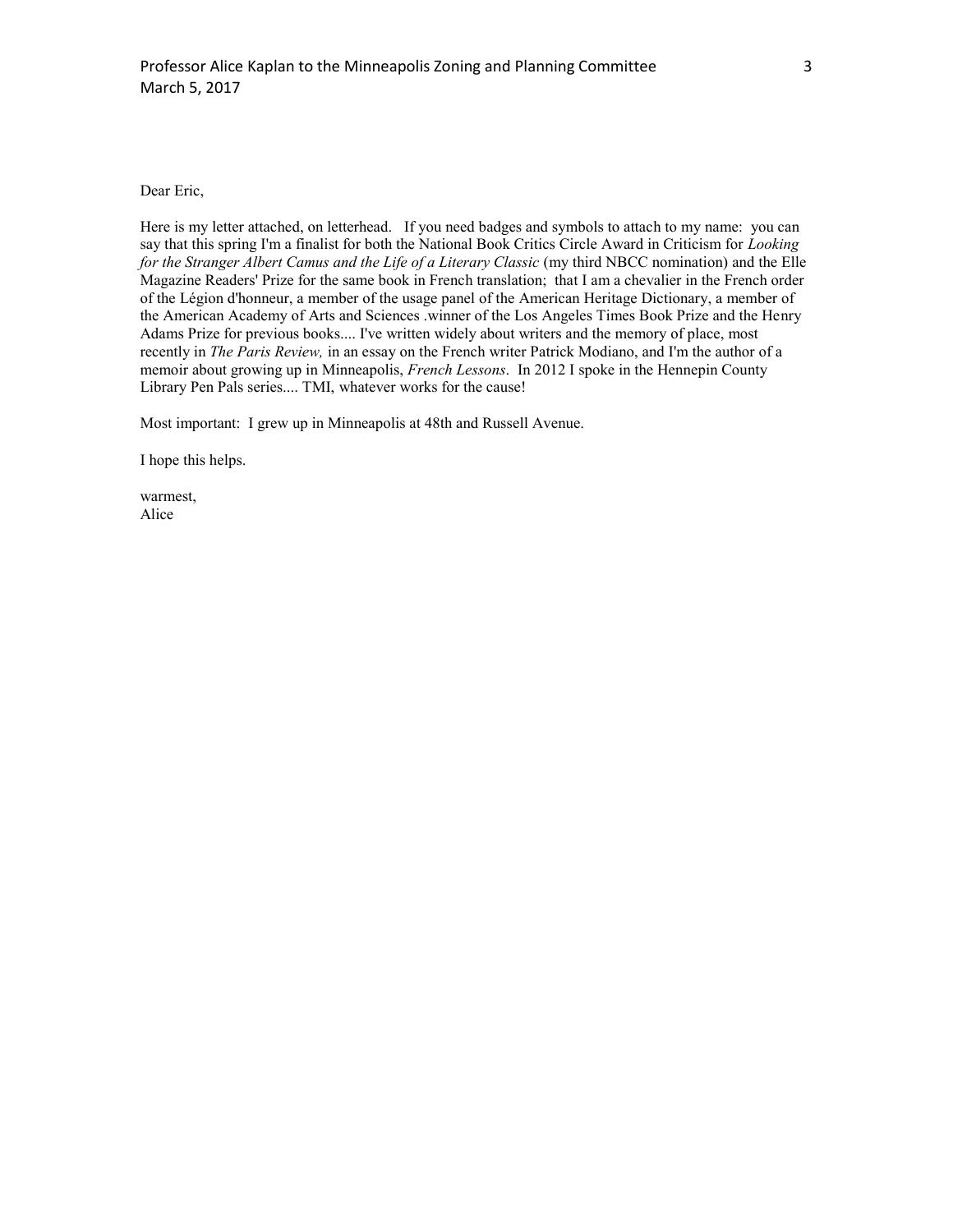Dear Eric,

Here is my letter attached, on letterhead. If you need badges and symbols to attach to my name: you can say that this spring I'm a finalist for both the National Book Critics Circle Award in Criticism for *Looking for the Stranger Albert Camus and the Life of a Literary Classic* (my third NBCC nomination) and the Elle Magazine Readers' Prize for the same book in French translation; that I am a chevalier in the French order of the Légion d'honneur, a member of the usage panel of the American Heritage Dictionary, a member of the American Academy of Arts and Sciences .winner of the Los Angeles Times Book Prize and the Henry Adams Prize for previous books.... I've written widely about writers and the memory of place, most recently in *The Paris Review,* in an essay on the French writer Patrick Modiano, and I'm the author of a memoir about growing up in Minneapolis, *French Lessons*. In 2012 I spoke in the Hennepin County Library Pen Pals series.... TMI, whatever works for the cause!

Most important: I grew up in Minneapolis at 48th and Russell Avenue.

I hope this helps.

warmest,
Alice